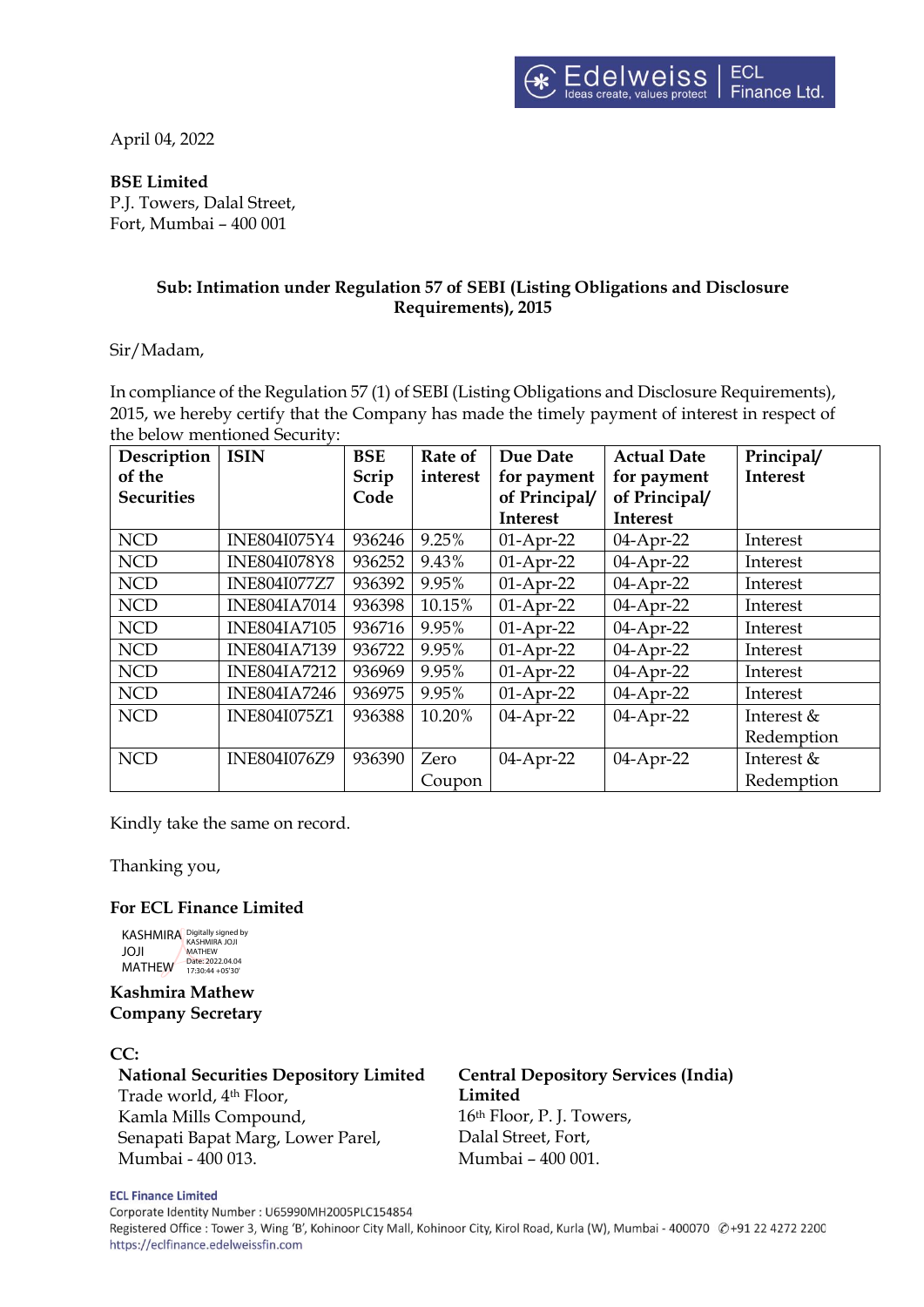April 04, 2022

**BSE Limited**
P.J. Towers, Dalal Street,
Fort, Mumbai – 400 001

**Sub: Intimation under Regulation 57 of SEBI (Listing Obligations and Disclosure Requirements), 2015**

Sir/Madam,

In compliance of the Regulation 57 (1) of SEBI (Listing Obligations and Disclosure Requirements), 2015, we hereby certify that the Company has made the timely payment of interest in respect of the below mentioned Security:

| Description of the Securities | ISIN | BSE Scrip Code | Rate of interest | Due Date for payment of Principal/ Interest | Actual Date for payment of Principal/ Interest | Principal/ Interest |
|---|---|---|---|---|---|---|
| NCD | INE804I075Y4 | 936246 | 9.25% | 01-Apr-22 | 04-Apr-22 | Interest |
| NCD | INE804I078Y8 | 936252 | 9.43% | 01-Apr-22 | 04-Apr-22 | Interest |
| NCD | INE804I077Z7 | 936392 | 9.95% | 01-Apr-22 | 04-Apr-22 | Interest |
| NCD | INE804IA7014 | 936398 | 10.15% | 01-Apr-22 | 04-Apr-22 | Interest |
| NCD | INE804IA7105 | 936716 | 9.95% | 01-Apr-22 | 04-Apr-22 | Interest |
| NCD | INE804IA7139 | 936722 | 9.95% | 01-Apr-22 | 04-Apr-22 | Interest |
| NCD | INE804IA7212 | 936969 | 9.95% | 01-Apr-22 | 04-Apr-22 | Interest |
| NCD | INE804IA7246 | 936975 | 9.95% | 01-Apr-22 | 04-Apr-22 | Interest |
| NCD | INE804I075Z1 | 936388 | 10.20% | 04-Apr-22 | 04-Apr-22 | Interest & Redemption |
| NCD | INE804I076Z9 | 936390 | Zero Coupon | 04-Apr-22 | 04-Apr-22 | Interest & Redemption |

Kindly take the same on record.

Thanking you,

**For ECL Finance Limited**

KASHMIRA JOJI MATHEW
Digitally signed by KASHMIRA JOJI MATHEW
Date: 2022.04.04 17:30:44 +05'30'

**Kashmira Mathew**
**Company Secretary**

**CC:**

**National Securities Depository Limited**
Trade world, 4th Floor,
Kamla Mills Compound,
Senapati Bapat Marg, Lower Parel,
Mumbai - 400 013.

**Central Depository Services (India) Limited**
16th Floor, P. J. Towers,
Dalal Street, Fort,
Mumbai – 400 001.

**ECL Finance Limited**
Corporate Identity Number : U65990MH2005PLC154854
Registered Office : Tower 3, Wing 'B', Kohinoor City Mall, Kohinoor City, Kirol Road, Kurla (W), Mumbai - 400070 ✆+91 22 4272 2200
https://eclfinance.edelweissfin.com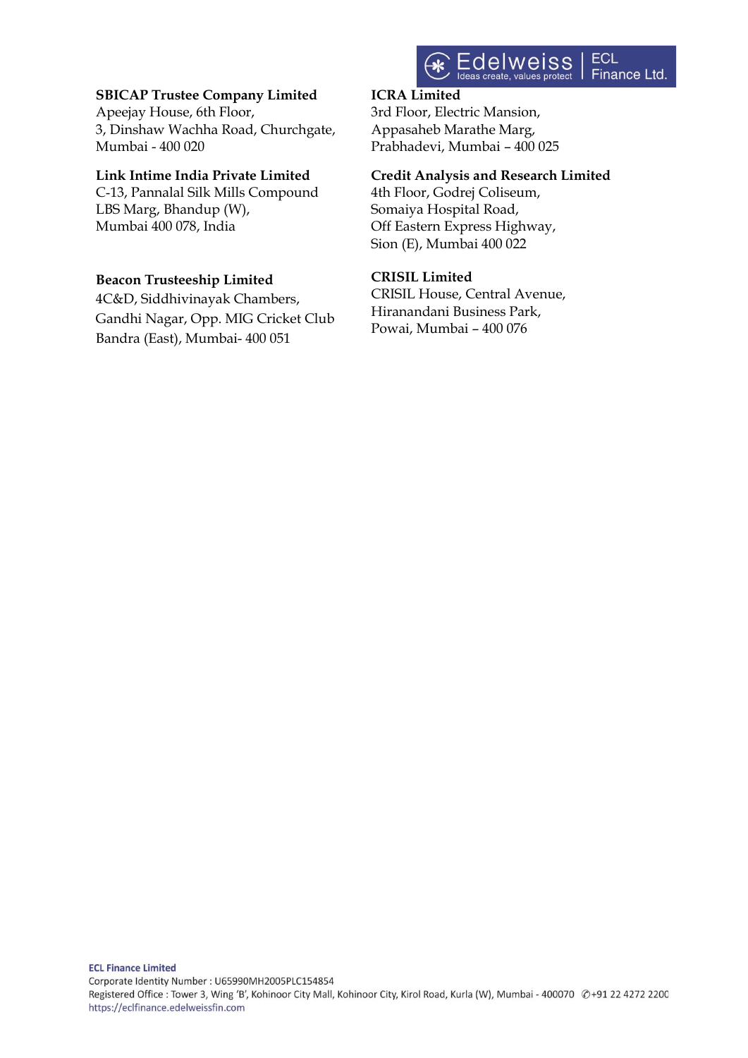**SBICAP Trustee Company Limited**
Apeejay House, 6th Floor,
3, Dinshaw Wachha Road, Churchgate,
Mumbai - 400 020

**Link Intime India Private Limited**
C-13, Pannalal Silk Mills Compound
LBS Marg, Bhandup (W),
Mumbai 400 078, India

**Beacon Trusteeship Limited**
4C&D, Siddhivinayak Chambers,
Gandhi Nagar, Opp. MIG Cricket Club
Bandra (East), Mumbai- 400 051

**ICRA Limited**
3rd Floor, Electric Mansion,
Appasaheb Marathe Marg,
Prabhadevi, Mumbai – 400 025

**Credit Analysis and Research Limited**
4th Floor, Godrej Coliseum,
Somaiya Hospital Road,
Off Eastern Express Highway,
Sion (E), Mumbai 400 022

**CRISIL Limited**
CRISIL House, Central Avenue,
Hiranandani Business Park,
Powai, Mumbai – 400 076